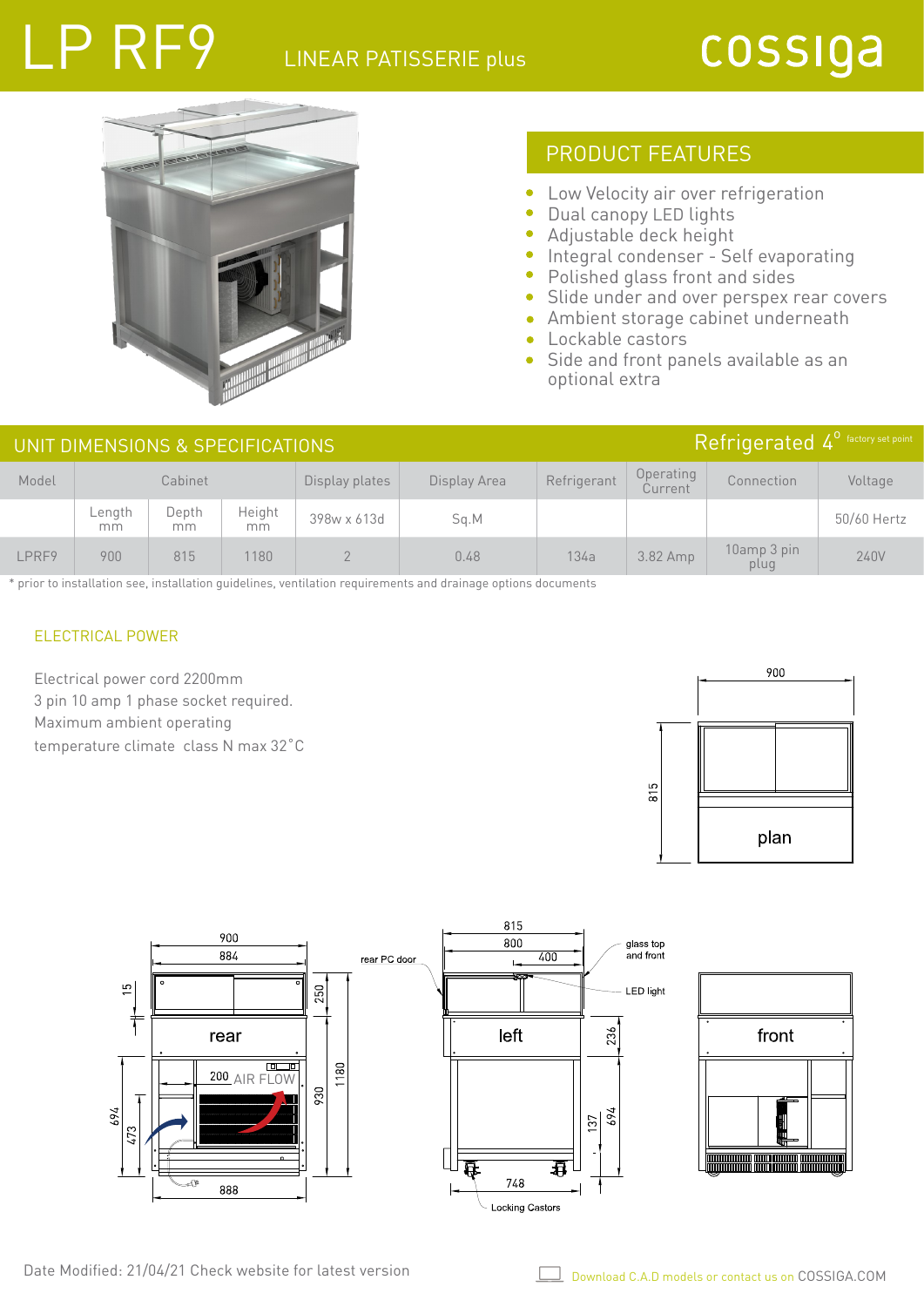# LP RF9

LINEAR PATISSERIE plus

cossiga

## PRODUCT FEATURES

- Low Velocity air over refrigeration
- Dual canopy LED lights
- Adjustable deck height
- Integral condenser - Self evaporating
- Polished glass front and sides
- Slide under and over perspex rear covers
- Ambient storage cabinet underneath
- Lockable castors
- Side and front panels available as an optional extra

## UNIT DIMENSIONS & SPECIFICATIONS

Refrigerated 4° factory set point

| Model | Cabinet | | | Display plates | Display Area | Refrigerant | Operating Current | Connection | Voltage |
|---|---|---|---|---|---|---|---|---|---|
| | Length mm | Depth mm | Height mm | 398w x 613d | Sq.M | | | | 50/60 Hertz |
| LPRF9 | 900 | 815 | 1180 | 2 | 0.48 | 134a | 3.82 Amp | 10amp 3 pin plug | 240V |

* prior to installation see, installation guidelines, ventilation requirements and drainage options documents

### ELECTRICAL POWER

Electrical power cord 2200mm
3 pin 10 amp 1 phase socket required.
Maximum ambient operating
temperature climate class N max 32˚C

Date Modified: 21/04/21 Check website for latest version

Download C.A.D models or contact us on COSSIGA.COM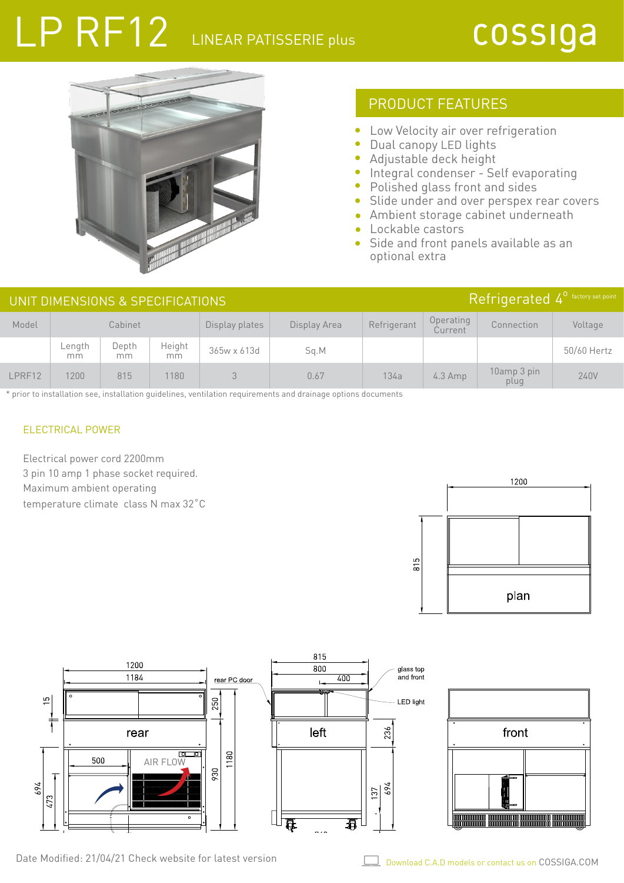# LP RF12 LINEAR PATISSERIE plus

cossiga

## PRODUCT FEATURES

- Low Velocity air over refrigeration
- Dual canopy LED lights
- Adjustable deck height
- Integral condenser - Self evaporating
- Polished glass front and sides
- Slide under and over perspex rear covers
- Ambient storage cabinet underneath
- Lockable castors
- Side and front panels available as an optional extra

## UNIT DIMENSIONS & SPECIFICATIONS

Refrigerated 4° factory set point

| Model | Cabinet | | | Display plates | Display Area | Refrigerant | Operating Current | Connection | Voltage |
|---|---|---|---|---|---|---|---|---|---|
| | Length mm | Depth mm | Height mm | 365w x 613d | Sq.M | | | | 50/60 Hertz |
| LPRF12 | 1200 | 815 | 1180 | 3 | 0.67 | 134a | 4.3 Amp | 10amp 3 pin plug | 240V |

* prior to installation see, installation guidelines, ventilation requirements and drainage options documents

### ELECTRICAL POWER

Electrical power cord 2200mm
3 pin 10 amp 1 phase socket required.
Maximum ambient operating
temperature climate class N max 32˚C

Date Modified: 21/04/21 Check website for latest version

Download C.A.D models or contact us on COSSIGA.COM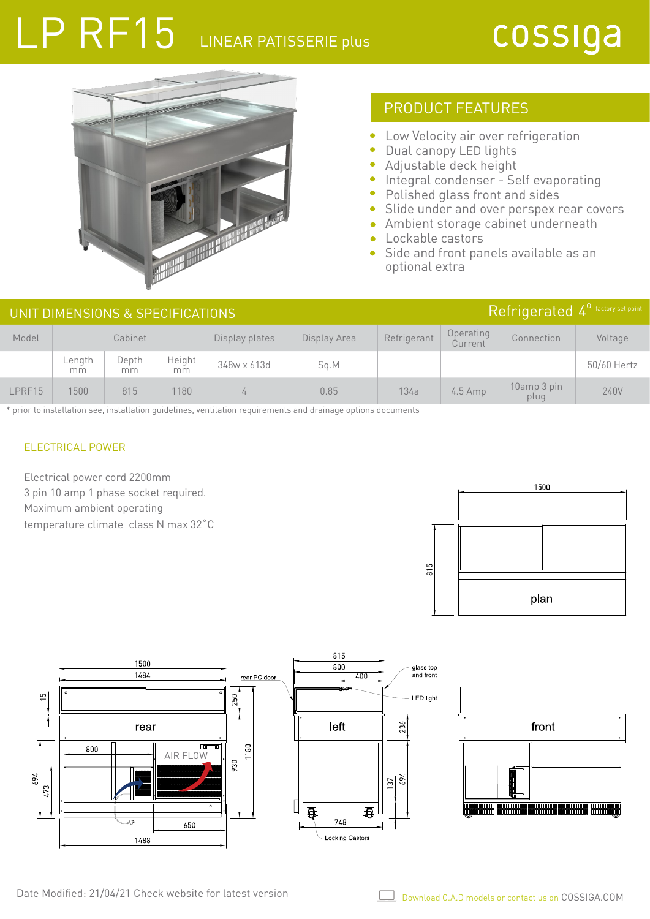# LP RF15 LINEAR PATISSERIE plus

cossiga

## PRODUCT FEATURES

- Low Velocity air over refrigeration
- Dual canopy LED lights
- Adjustable deck height
- Integral condenser - Self evaporating
- Polished glass front and sides
- Slide under and over perspex rear covers
- Ambient storage cabinet underneath
- Lockable castors
- Side and front panels available as an optional extra

## UNIT DIMENSIONS & SPECIFICATIONS

Refrigerated 4° factory set point

| Model | Cabinet | | | Display plates | Display Area | Refrigerant | Operating Current | Connection | Voltage |
|---|---|---|---|---|---|---|---|---|---|
| | Length mm | Depth mm | Height mm | 348w x 613d | Sq.M | | | | 50/60 Hertz |
| LPRF15 | 1500 | 815 | 1180 | 4 | 0.85 | 134a | 4.5 Amp | 10amp 3 pin plug | 240V |

* prior to installation see, installation guidelines, ventilation requirements and drainage options documents

### ELECTRICAL POWER

Electrical power cord 2200mm
3 pin 10 amp 1 phase socket required.
Maximum ambient operating
temperature climate class N max 32˚C

1500
815
plan

1500
1484
15
rear
800
AIR FLOW
694
473
650
1488
rear PC door
250
930
1180

815
800
400
left
glass top and front
LED light
236
137
694
748
Locking Castors

front

Date Modified: 21/04/21 Check website for latest version

Download C.A.D models or contact us on COSSIGA.COM